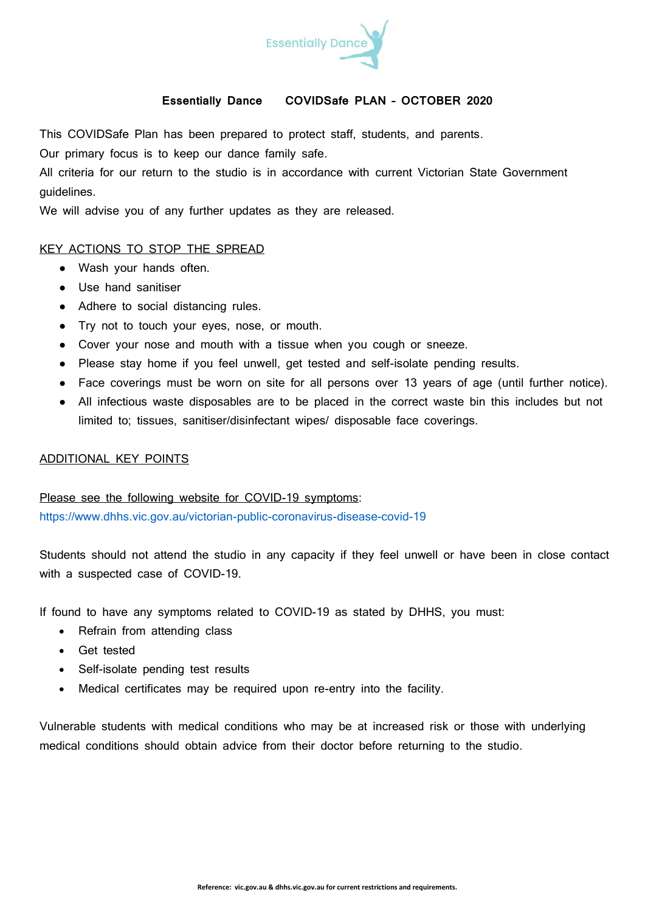Essentially Dance

**Essentially Dance COVIDSafe PLAN - OCTOBER 2020**

This COVIDSafe Plan has been prepared to protect staff, students, and parents.
Our primary focus is to keep our dance family safe.
All criteria for our return to the studio is in accordance with current Victorian State Government guidelines.
We will advise you of any further updates as they are released.

KEY ACTIONS TO STOP THE SPREAD

- Wash your hands often.
- Use hand sanitiser
- Adhere to social distancing rules.
- Try not to touch your eyes, nose, or mouth.
- Cover your nose and mouth with a tissue when you cough or sneeze.
- Please stay home if you feel unwell, get tested and self-isolate pending results.
- Face coverings must be worn on site for all persons over 13 years of age (until further notice).
- All infectious waste disposables are to be placed in the correct waste bin this includes but not limited to; tissues, sanitiser/disinfectant wipes/ disposable face coverings.

ADDITIONAL KEY POINTS

Please see the following website for COVID-19 symptoms:
https://www.dhhs.vic.gov.au/victorian-public-coronavirus-disease-covid-19

Students should not attend the studio in any capacity if they feel unwell or have been in close contact with a suspected case of COVID-19.

If found to have any symptoms related to COVID-19 as stated by DHHS, you must:

- Refrain from attending class
- Get tested
- Self-isolate pending test results
- Medical certificates may be required upon re-entry into the facility.

Vulnerable students with medical conditions who may be at increased risk or those with underlying medical conditions should obtain advice from their doctor before returning to the studio.

**Reference: vic.gov.au & dhhs.vic.gov.au for current restrictions and requirements.**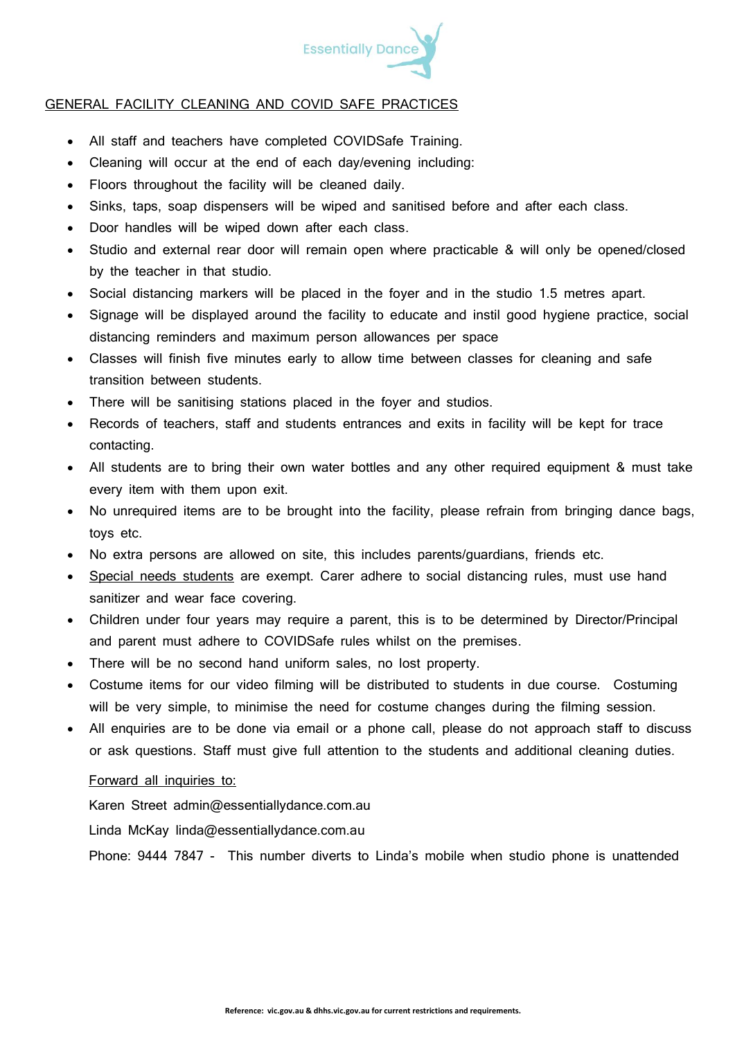Essentially Dance

GENERAL FACILITY CLEANING AND COVID SAFE PRACTICES

- All staff and teachers have completed COVIDSafe Training.
- Cleaning will occur at the end of each day/evening including:
- Floors throughout the facility will be cleaned daily.
- Sinks, taps, soap dispensers will be wiped and sanitised before and after each class.
- Door handles will be wiped down after each class.
- Studio and external rear door will remain open where practicable & will only be opened/closed by the teacher in that studio.
- Social distancing markers will be placed in the foyer and in the studio 1.5 metres apart.
- Signage will be displayed around the facility to educate and instil good hygiene practice, social distancing reminders and maximum person allowances per space
- Classes will finish five minutes early to allow time between classes for cleaning and safe transition between students.
- There will be sanitising stations placed in the foyer and studios.
- Records of teachers, staff and students entrances and exits in facility will be kept for trace contacting.
- All students are to bring their own water bottles and any other required equipment & must take every item with them upon exit.
- No unrequired items are to be brought into the facility, please refrain from bringing dance bags, toys etc.
- No extra persons are allowed on site, this includes parents/guardians, friends etc.
- Special needs students are exempt. Carer adhere to social distancing rules, must use hand sanitizer and wear face covering.
- Children under four years may require a parent, this is to be determined by Director/Principal and parent must adhere to COVIDSafe rules whilst on the premises.
- There will be no second hand uniform sales, no lost property.
- Costume items for our video filming will be distributed to students in due course. Costuming will be very simple, to minimise the need for costume changes during the filming session.
- All enquiries are to be done via email or a phone call, please do not approach staff to discuss or ask questions. Staff must give full attention to the students and additional cleaning duties.

  Forward all inquiries to:

  Karen Street admin@essentiallydance.com.au

  Linda McKay linda@essentiallydance.com.au

  Phone: 9444 7847 - This number diverts to Linda's mobile when studio phone is unattended

Reference: vic.gov.au & dhhs.vic.gov.au for current restrictions and requirements.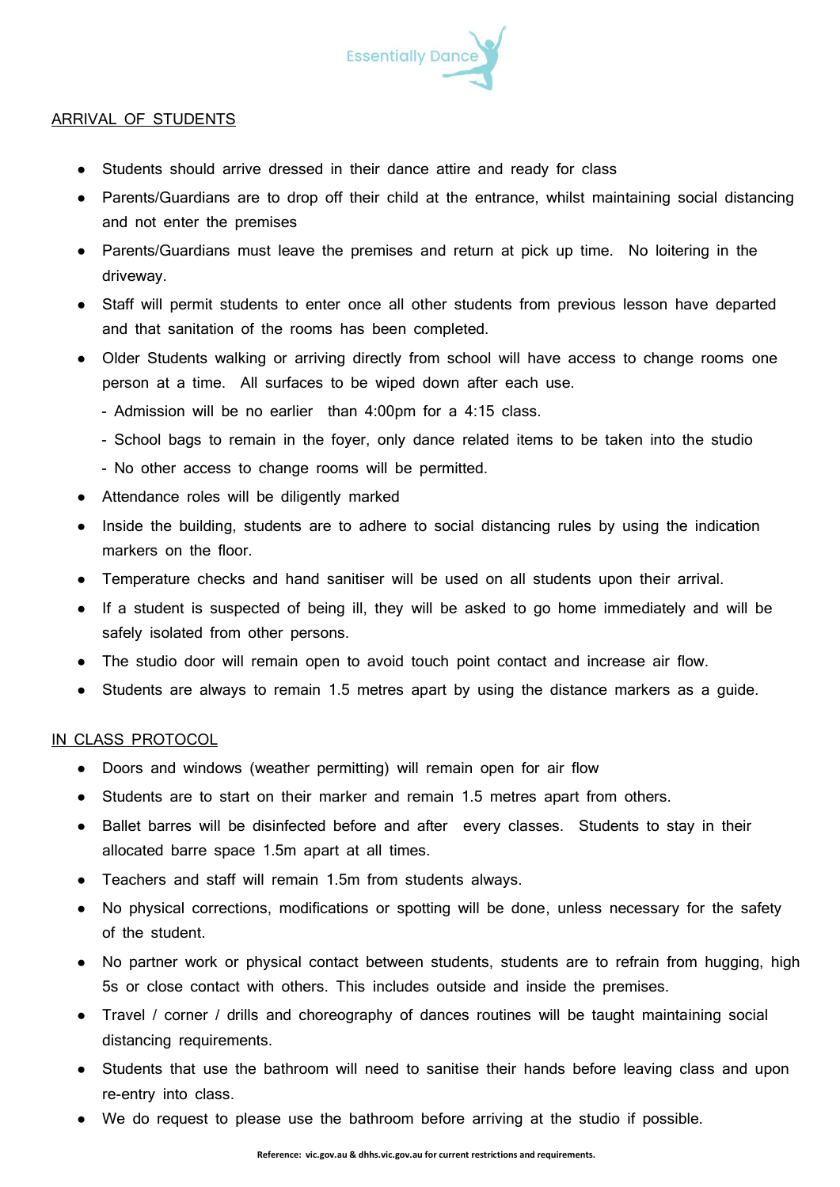## ARRIVAL OF STUDENTS

- Students should arrive dressed in their dance attire and ready for class
- Parents/Guardians are to drop off their child at the entrance, whilst maintaining social distancing and not enter the premises
- Parents/Guardians must leave the premises and return at pick up time. No loitering in the driveway.
- Staff will permit students to enter once all other students from previous lesson have departed and that sanitation of the rooms has been completed.
- Older Students walking or arriving directly from school will have access to change rooms one person at a time. All surfaces to be wiped down after each use.
  - Admission will be no earlier than 4:00pm for a 4:15 class.
  - School bags to remain in the foyer, only dance related items to be taken into the studio
  - No other access to change rooms will be permitted.
- Attendance roles will be diligently marked
- Inside the building, students are to adhere to social distancing rules by using the indication markers on the floor.
- Temperature checks and hand sanitiser will be used on all students upon their arrival.
- If a student is suspected of being ill, they will be asked to go home immediately and will be safely isolated from other persons.
- The studio door will remain open to avoid touch point contact and increase air flow.
- Students are always to remain 1.5 metres apart by using the distance markers as a guide.

## IN CLASS PROTOCOL

- Doors and windows (weather permitting) will remain open for air flow
- Students are to start on their marker and remain 1.5 metres apart from others.
- Ballet barres will be disinfected before and after every classes. Students to stay in their allocated barre space 1.5m apart at all times.
- Teachers and staff will remain 1.5m from students always.
- No physical corrections, modifications or spotting will be done, unless necessary for the safety of the student.
- No partner work or physical contact between students, students are to refrain from hugging, high 5s or close contact with others. This includes outside and inside the premises.
- Travel / corner / drills and choreography of dances routines will be taught maintaining social distancing requirements.
- Students that use the bathroom will need to sanitise their hands before leaving class and upon re-entry into class.
- We do request to please use the bathroom before arriving at the studio if possible.

Reference: vic.gov.au & dhhs.vic.gov.au for current restrictions and requirements.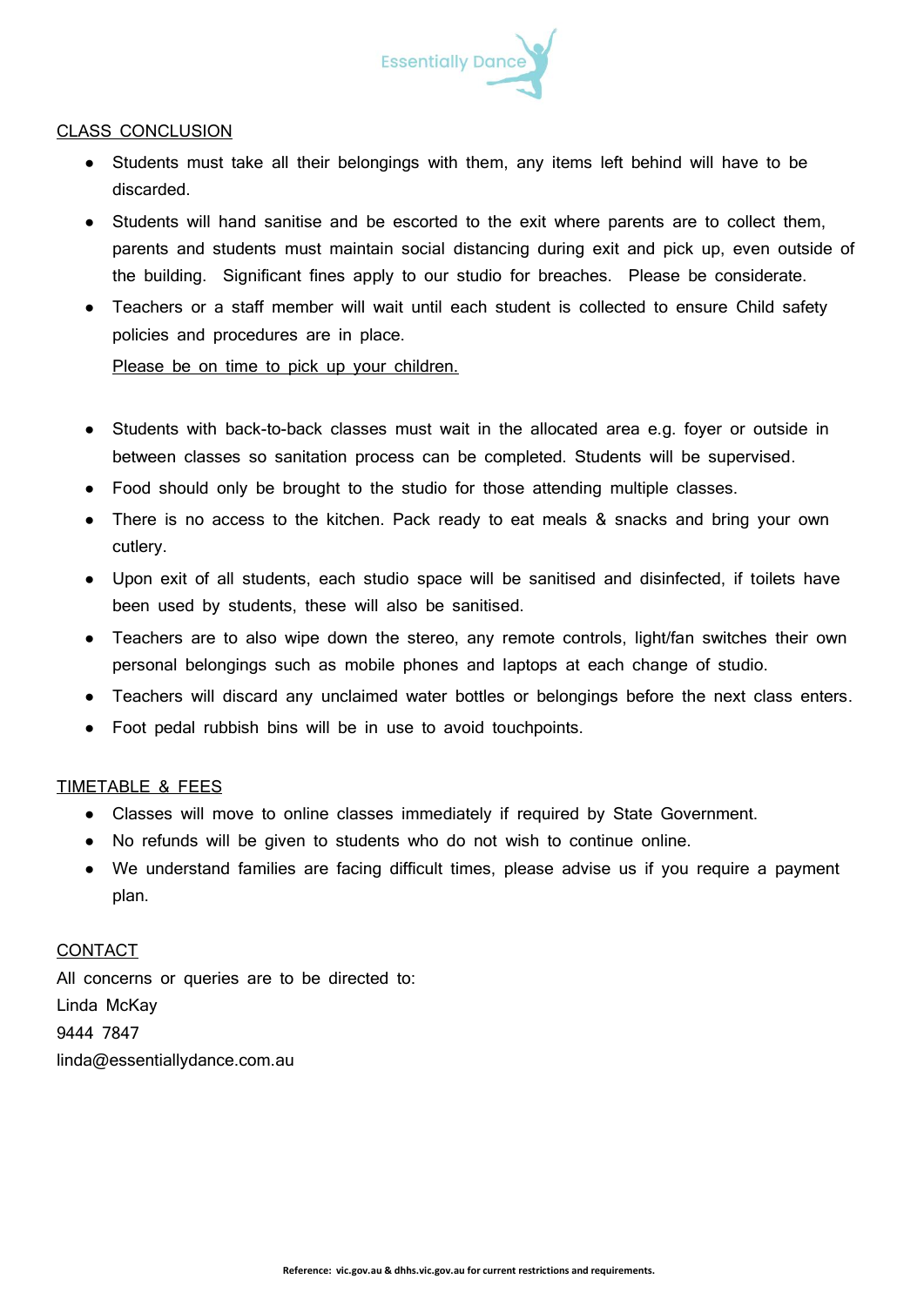## CLASS CONCLUSION

- Students must take all their belongings with them, any items left behind will have to be discarded.
- Students will hand sanitise and be escorted to the exit where parents are to collect them, parents and students must maintain social distancing during exit and pick up, even outside of the building. Significant fines apply to our studio for breaches. Please be considerate.
- Teachers or a staff member will wait until each student is collected to ensure Child safety policies and procedures are in place.

  Please be on time to pick up your children.

- Students with back-to-back classes must wait in the allocated area e.g. foyer or outside in between classes so sanitation process can be completed. Students will be supervised.
- Food should only be brought to the studio for those attending multiple classes.
- There is no access to the kitchen. Pack ready to eat meals & snacks and bring your own cutlery.
- Upon exit of all students, each studio space will be sanitised and disinfected, if toilets have been used by students, these will also be sanitised.
- Teachers are to also wipe down the stereo, any remote controls, light/fan switches their own personal belongings such as mobile phones and laptops at each change of studio.
- Teachers will discard any unclaimed water bottles or belongings before the next class enters.
- Foot pedal rubbish bins will be in use to avoid touchpoints.

## TIMETABLE & FEES

- Classes will move to online classes immediately if required by State Government.
- No refunds will be given to students who do not wish to continue online.
- We understand families are facing difficult times, please advise us if you require a payment plan.

## CONTACT

All concerns or queries are to be directed to:
Linda McKay
9444 7847
linda@essentiallydance.com.au

**Reference: vic.gov.au & dhhs.vic.gov.au for current restrictions and requirements.**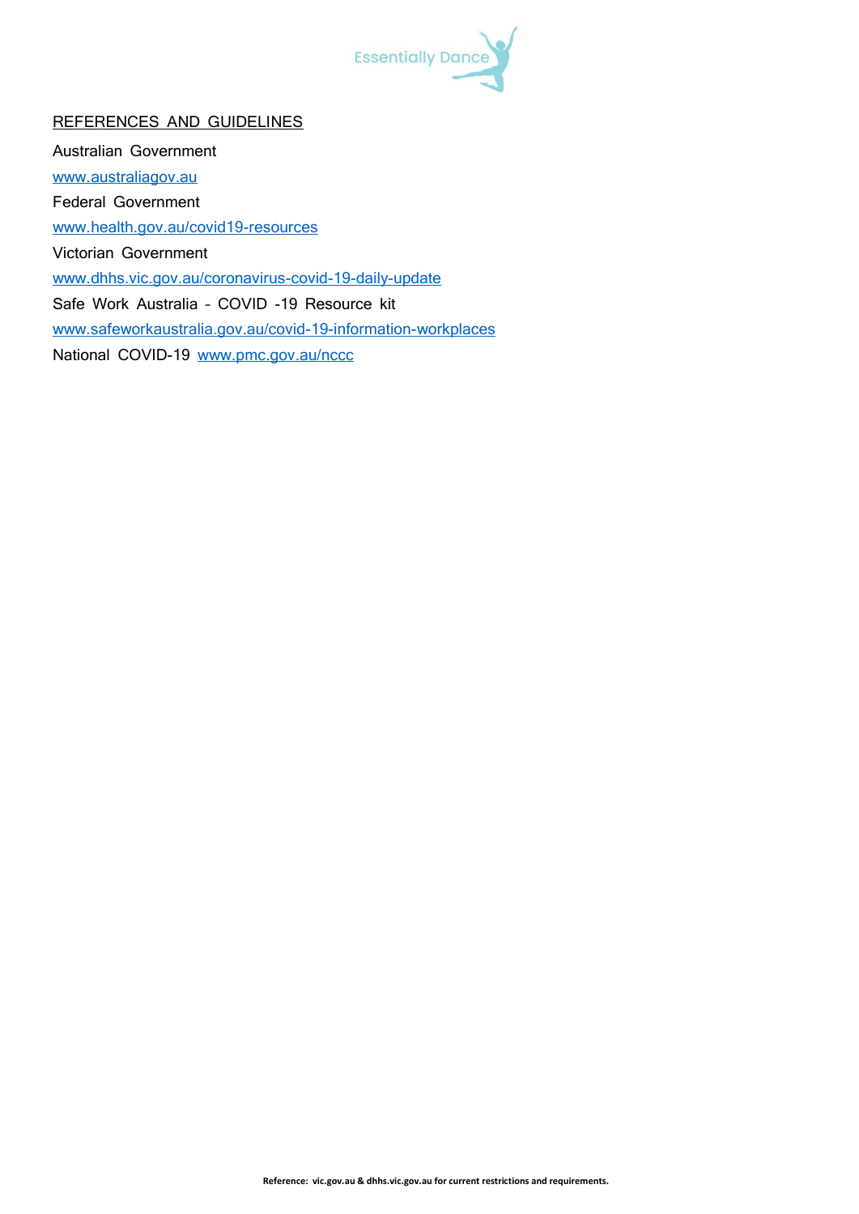## REFERENCES AND GUIDELINES

Australian Government

www.australiagov.au

Federal Government

www.health.gov.au/covid19-resources

Victorian Government

www.dhhs.vic.gov.au/coronavirus-covid-19-daily-update

Safe Work Australia – COVID -19 Resource kit

www.safeworkaustralia.gov.au/covid-19-information-workplaces

National COVID-19 www.pmc.gov.au/nccc